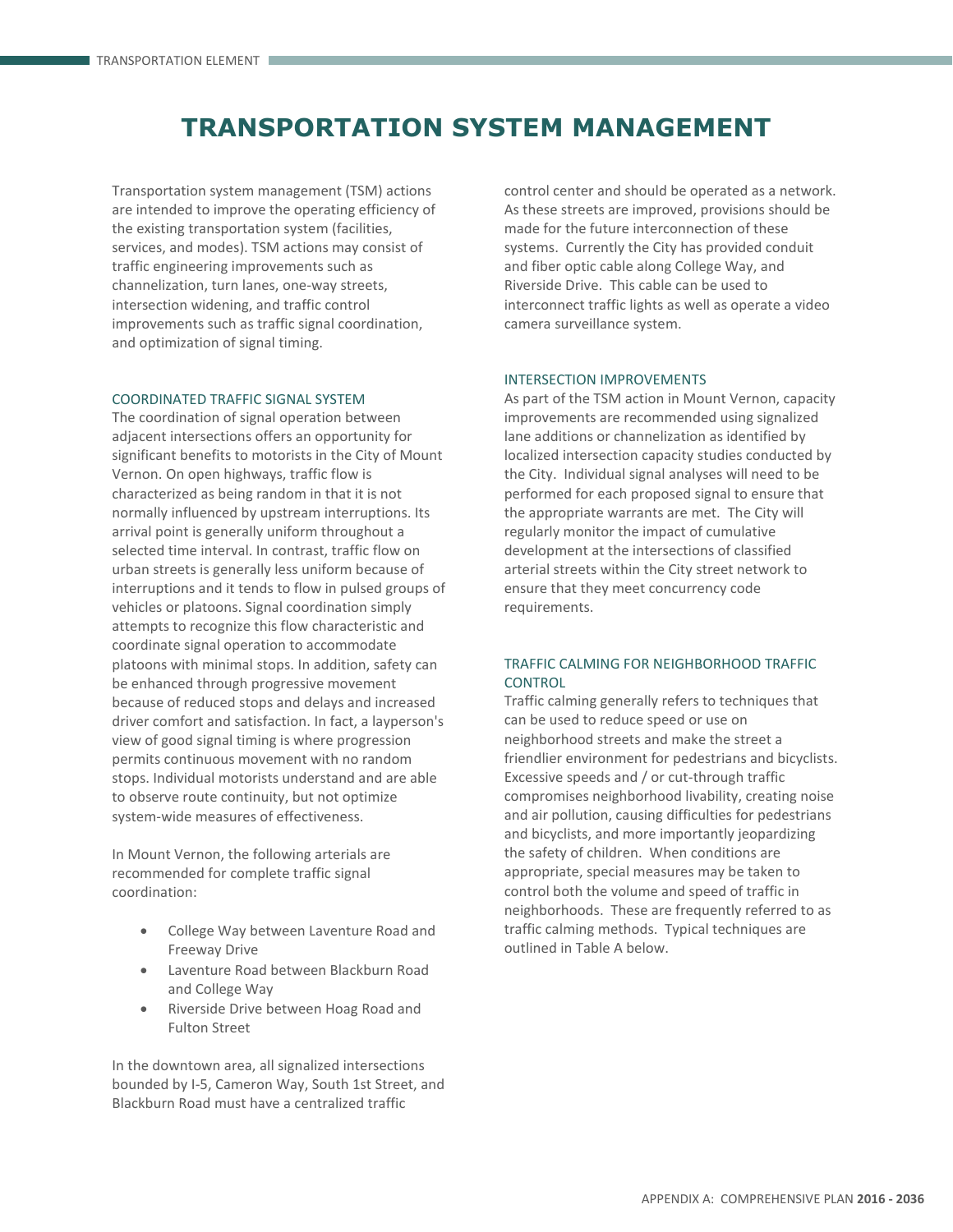# TRANSPORTATION SYSTEM MANAGEMENT

Transportation system management (TSM) actions are intended to improve the operating efficiency of the existing transportation system (facilities, services, and modes). TSM actions may consist of traffic engineering improvements such as channelization, turn lanes, one-way streets, intersection widening, and traffic control improvements such as traffic signal coordination, and optimization of signal timing.

## COORDINATED TRAFFIC SIGNAL SYSTEM

The coordination of signal operation between adjacent intersections offers an opportunity for significant benefits to motorists in the City of Mount Vernon. On open highways, traffic flow is characterized as being random in that it is not normally influenced by upstream interruptions. Its arrival point is generally uniform throughout a selected time interval. In contrast, traffic flow on urban streets is generally less uniform because of interruptions and it tends to flow in pulsed groups of vehicles or platoons. Signal coordination simply attempts to recognize this flow characteristic and coordinate signal operation to accommodate platoons with minimal stops. In addition, safety can be enhanced through progressive movement because of reduced stops and delays and increased driver comfort and satisfaction. In fact, a layperson's view of good signal timing is where progression permits continuous movement with no random stops. Individual motorists understand and are able to observe route continuity, but not optimize system-wide measures of effectiveness.

In Mount Vernon, the following arterials are recommended for complete traffic signal coordination:

- College Way between Laventure Road and Freeway Drive
- Laventure Road between Blackburn Road and College Way
- Riverside Drive between Hoag Road and Fulton Street

In the downtown area, all signalized intersections bounded by I-5, Cameron Way, South 1st Street, and Blackburn Road must have a centralized traffic control center and should be operated as a network. As these streets are improved, provisions should be made for the future interconnection of these systems. Currently the City has provided conduit and fiber optic cable along College Way, and Riverside Drive. This cable can be used to interconnect traffic lights as well as operate a video camera surveillance system.

## INTERSECTION IMPROVEMENTS

As part of the TSM action in Mount Vernon, capacity improvements are recommended using signalized lane additions or channelization as identified by localized intersection capacity studies conducted by the City. Individual signal analyses will need to be performed for each proposed signal to ensure that the appropriate warrants are met. The City will regularly monitor the impact of cumulative development at the intersections of classified arterial streets within the City street network to ensure that they meet concurrency code requirements.

## TRAFFIC CALMING FOR NEIGHBORHOOD TRAFFIC CONTROL

Traffic calming generally refers to techniques that can be used to reduce speed or use on neighborhood streets and make the street a friendlier environment for pedestrians and bicyclists. Excessive speeds and / or cut-through traffic compromises neighborhood livability, creating noise and air pollution, causing difficulties for pedestrians and bicyclists, and more importantly jeopardizing the safety of children. When conditions are appropriate, special measures may be taken to control both the volume and speed of traffic in neighborhoods. These are frequently referred to as traffic calming methods. Typical techniques are outlined in Table A below.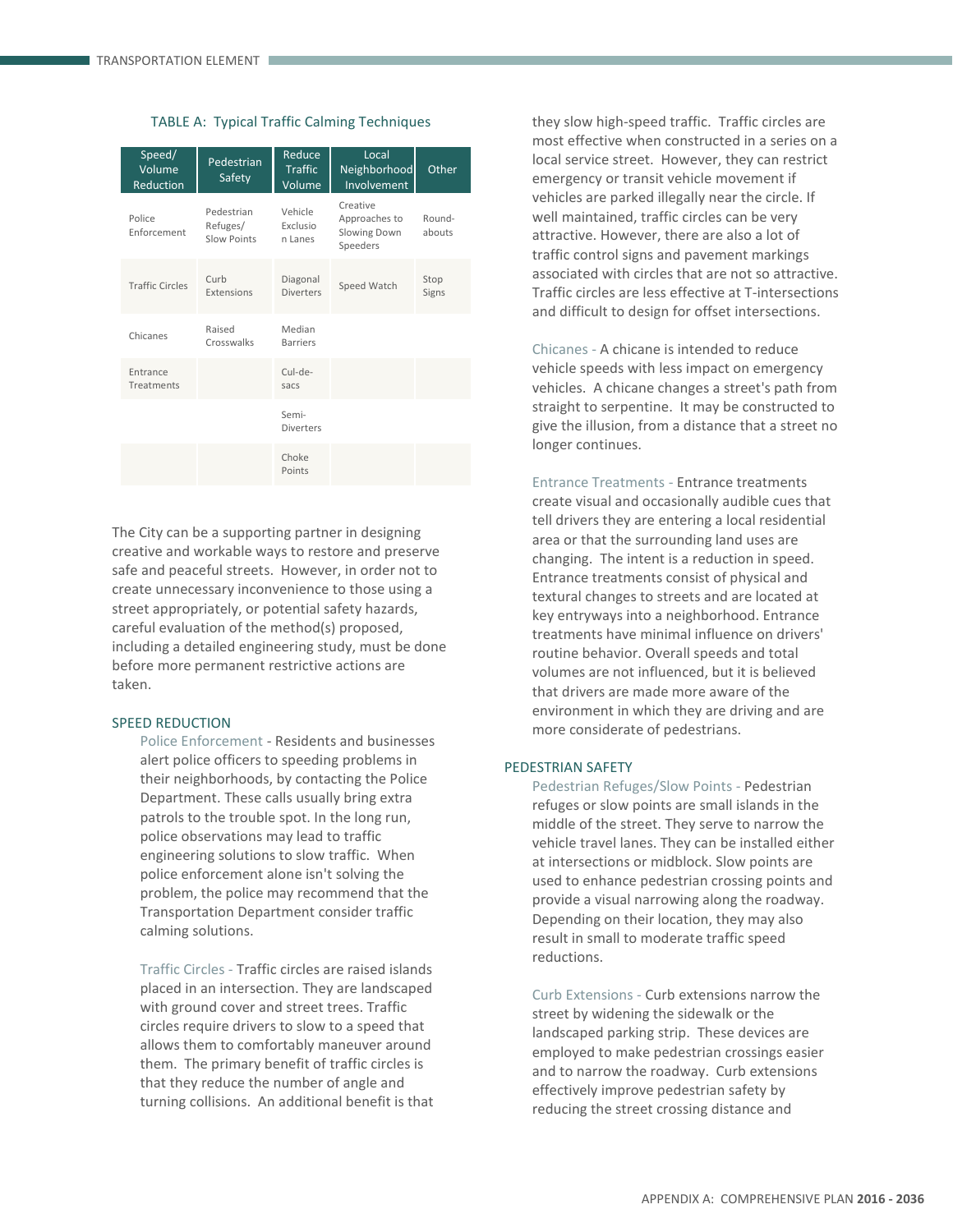TABLE A: Typical Traffic Calming Techniques

| Speed/ Volume Reduction | Pedestrian Safety | Reduce Traffic Volume | Local Neighborhood Involvement | Other |
|---|---|---|---|---|
| Police Enforcement | Pedestrian Refuges/ Slow Points | Vehicle Exclusion Lanes | Creative Approaches to Slowing Down Speeders | Round-abouts |
| Traffic Circles | Curb Extensions | Diagonal Diverters | Speed Watch | Stop Signs |
| Chicanes | Raised Crosswalks | Median Barriers | | |
| Entrance Treatments | | Cul-de-sacs | | |
| | | Semi-Diverters | | |
| | | Choke Points | | |

The City can be a supporting partner in designing creative and workable ways to restore and preserve safe and peaceful streets. However, in order not to create unnecessary inconvenience to those using a street appropriately, or potential safety hazards, careful evaluation of the method(s) proposed, including a detailed engineering study, must be done before more permanent restrictive actions are taken.

## SPEED REDUCTION

Police Enforcement - Residents and businesses alert police officers to speeding problems in their neighborhoods, by contacting the Police Department. These calls usually bring extra patrols to the trouble spot. In the long run, police observations may lead to traffic engineering solutions to slow traffic. When police enforcement alone isn't solving the problem, the police may recommend that the Transportation Department consider traffic calming solutions.

Traffic Circles - Traffic circles are raised islands placed in an intersection. They are landscaped with ground cover and street trees. Traffic circles require drivers to slow to a speed that allows them to comfortably maneuver around them. The primary benefit of traffic circles is that they reduce the number of angle and turning collisions. An additional benefit is that they slow high-speed traffic. Traffic circles are most effective when constructed in a series on a local service street. However, they can restrict emergency or transit vehicle movement if vehicles are parked illegally near the circle. If well maintained, traffic circles can be very attractive. However, there are also a lot of traffic control signs and pavement markings associated with circles that are not so attractive. Traffic circles are less effective at T-intersections and difficult to design for offset intersections.

Chicanes - A chicane is intended to reduce vehicle speeds with less impact on emergency vehicles. A chicane changes a street's path from straight to serpentine. It may be constructed to give the illusion, from a distance that a street no longer continues.

Entrance Treatments - Entrance treatments create visual and occasionally audible cues that tell drivers they are entering a local residential area or that the surrounding land uses are changing. The intent is a reduction in speed. Entrance treatments consist of physical and textural changes to streets and are located at key entryways into a neighborhood. Entrance treatments have minimal influence on drivers' routine behavior. Overall speeds and total volumes are not influenced, but it is believed that drivers are made more aware of the environment in which they are driving and are more considerate of pedestrians.

## PEDESTRIAN SAFETY

Pedestrian Refuges/Slow Points - Pedestrian refuges or slow points are small islands in the middle of the street. They serve to narrow the vehicle travel lanes. They can be installed either at intersections or midblock. Slow points are used to enhance pedestrian crossing points and provide a visual narrowing along the roadway. Depending on their location, they may also result in small to moderate traffic speed reductions.

Curb Extensions - Curb extensions narrow the street by widening the sidewalk or the landscaped parking strip. These devices are employed to make pedestrian crossings easier and to narrow the roadway. Curb extensions effectively improve pedestrian safety by reducing the street crossing distance and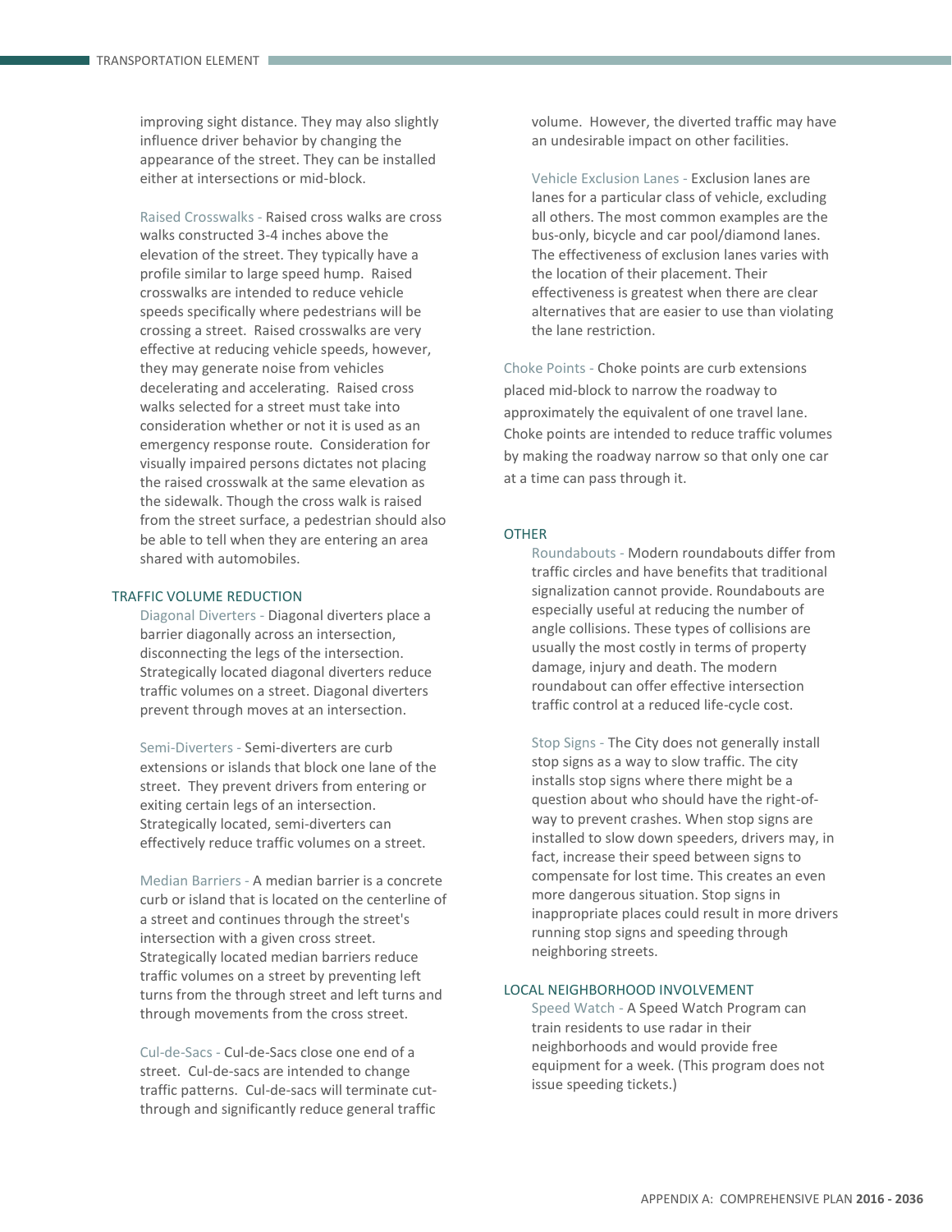improving sight distance. They may also slightly influence driver behavior by changing the appearance of the street. They can be installed either at intersections or mid-block.

Raised Crosswalks - Raised cross walks are cross walks constructed 3-4 inches above the elevation of the street. They typically have a profile similar to large speed hump. Raised crosswalks are intended to reduce vehicle speeds specifically where pedestrians will be crossing a street. Raised crosswalks are very effective at reducing vehicle speeds, however, they may generate noise from vehicles decelerating and accelerating. Raised cross walks selected for a street must take into consideration whether or not it is used as an emergency response route. Consideration for visually impaired persons dictates not placing the raised crosswalk at the same elevation as the sidewalk. Though the cross walk is raised from the street surface, a pedestrian should also be able to tell when they are entering an area shared with automobiles.

## TRAFFIC VOLUME REDUCTION

Diagonal Diverters - Diagonal diverters place a barrier diagonally across an intersection, disconnecting the legs of the intersection. Strategically located diagonal diverters reduce traffic volumes on a street. Diagonal diverters prevent through moves at an intersection.

Semi-Diverters - Semi-diverters are curb extensions or islands that block one lane of the street. They prevent drivers from entering or exiting certain legs of an intersection. Strategically located, semi-diverters can effectively reduce traffic volumes on a street.

Median Barriers - A median barrier is a concrete curb or island that is located on the centerline of a street and continues through the street's intersection with a given cross street. Strategically located median barriers reduce traffic volumes on a street by preventing left turns from the through street and left turns and through movements from the cross street.

Cul-de-Sacs - Cul-de-Sacs close one end of a street. Cul-de-sacs are intended to change traffic patterns. Cul-de-sacs will terminate cut-through and significantly reduce general traffic volume. However, the diverted traffic may have an undesirable impact on other facilities.

Vehicle Exclusion Lanes - Exclusion lanes are lanes for a particular class of vehicle, excluding all others. The most common examples are the bus-only, bicycle and car pool/diamond lanes. The effectiveness of exclusion lanes varies with the location of their placement. Their effectiveness is greatest when there are clear alternatives that are easier to use than violating the lane restriction.

Choke Points - Choke points are curb extensions placed mid-block to narrow the roadway to approximately the equivalent of one travel lane. Choke points are intended to reduce traffic volumes by making the roadway narrow so that only one car at a time can pass through it.

## OTHER

Roundabouts - Modern roundabouts differ from traffic circles and have benefits that traditional signalization cannot provide. Roundabouts are especially useful at reducing the number of angle collisions. These types of collisions are usually the most costly in terms of property damage, injury and death. The modern roundabout can offer effective intersection traffic control at a reduced life-cycle cost.

Stop Signs - The City does not generally install stop signs as a way to slow traffic. The city installs stop signs where there might be a question about who should have the right-of-way to prevent crashes. When stop signs are installed to slow down speeders, drivers may, in fact, increase their speed between signs to compensate for lost time. This creates an even more dangerous situation. Stop signs in inappropriate places could result in more drivers running stop signs and speeding through neighboring streets.

## LOCAL NEIGHBORHOOD INVOLVEMENT

Speed Watch - A Speed Watch Program can train residents to use radar in their neighborhoods and would provide free equipment for a week. (This program does not issue speeding tickets.)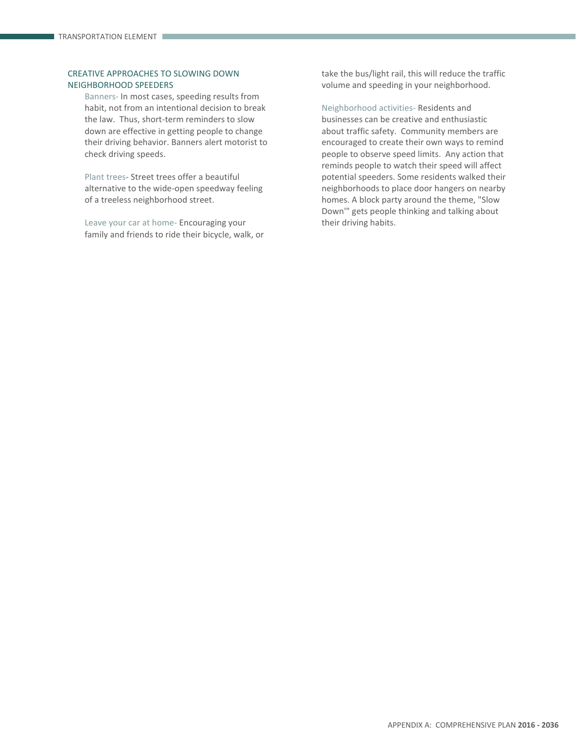## CREATIVE APPROACHES TO SLOWING DOWN NEIGHBORHOOD SPEEDERS

Banners- In most cases, speeding results from habit, not from an intentional decision to break the law. Thus, short-term reminders to slow down are effective in getting people to change their driving behavior. Banners alert motorist to check driving speeds.

Plant trees- Street trees offer a beautiful alternative to the wide-open speedway feeling of a treeless neighborhood street.

Leave your car at home- Encouraging your family and friends to ride their bicycle, walk, or take the bus/light rail, this will reduce the traffic volume and speeding in your neighborhood.

Neighborhood activities- Residents and businesses can be creative and enthusiastic about traffic safety. Community members are encouraged to create their own ways to remind people to observe speed limits. Any action that reminds people to watch their speed will affect potential speeders. Some residents walked their neighborhoods to place door hangers on nearby homes. A block party around the theme, "Slow Down'" gets people thinking and talking about their driving habits.